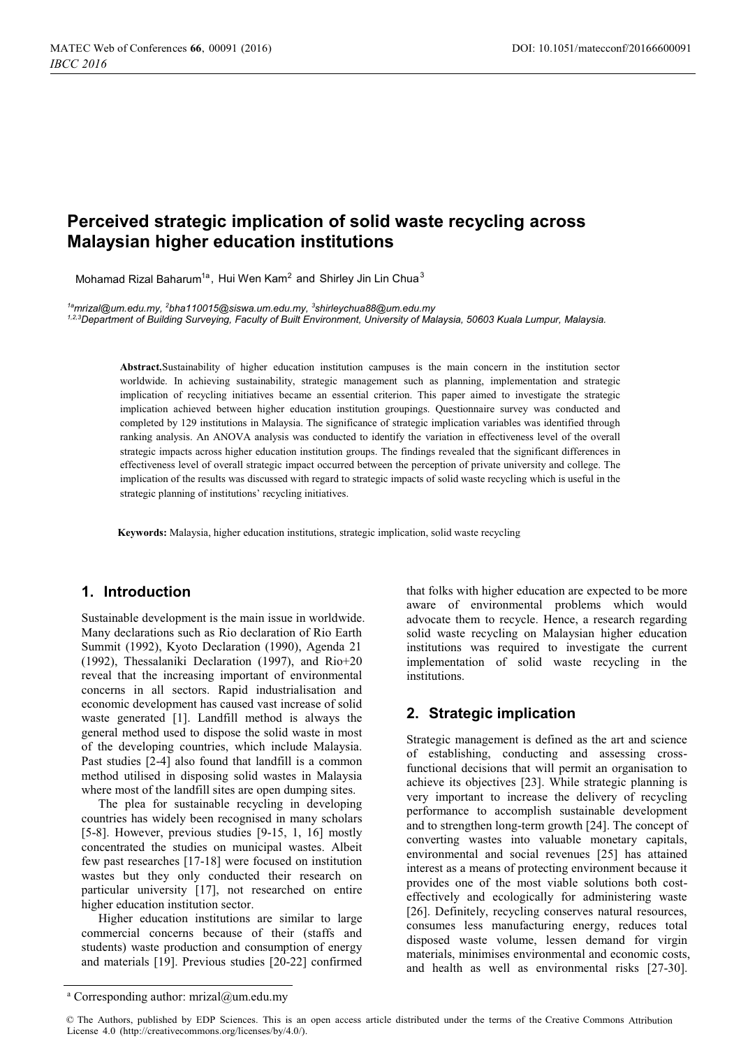# Perceived strategic implication of solid waste recycling across Malaysian higher education institutions

Mohamad Rizal Baharum[1a], Hui Wen Kam[2] and Shirley Jin Lin Chua[3]

[1a]mrizal@um.edu.my, [2]bha110015@siswa.um.edu.my, [3]shirleychua88@um.edu.my
[1,2,3]Department of Building Surveying, Faculty of Built Environment, University of Malaysia, 50603 Kuala Lumpur, Malaysia.

**Abstract.** Sustainability of higher education institution campuses is the main concern in the institution sector worldwide. In achieving sustainability, strategic management such as planning, implementation and strategic implication of recycling initiatives became an essential criterion. This paper aimed to investigate the strategic implication achieved between higher education institution groupings. Questionnaire survey was conducted and completed by 129 institutions in Malaysia. The significance of strategic implication variables was identified through ranking analysis. An ANOVA analysis was conducted to identify the variation in effectiveness level of the overall strategic impacts across higher education institution groups. The findings revealed that the significant differences in effectiveness level of overall strategic impact occurred between the perception of private university and college. The implication of the results was discussed with regard to strategic impacts of solid waste recycling which is useful in the strategic planning of institutions' recycling initiatives.

**Keywords:** Malaysia, higher education institutions, strategic implication, solid waste recycling

## 1. Introduction

Sustainable development is the main issue in worldwide. Many declarations such as Rio declaration of Rio Earth Summit (1992), Kyoto Declaration (1990), Agenda 21 (1992), Thessalaniki Declaration (1997), and Rio+20 reveal that the increasing important of environmental concerns in all sectors. Rapid industrialisation and economic development has caused vast increase of solid waste generated [1]. Landfill method is always the general method used to dispose the solid waste in most of the developing countries, which include Malaysia. Past studies [2-4] also found that landfill is a common method utilised in disposing solid wastes in Malaysia where most of the landfill sites are open dumping sites.

The plea for sustainable recycling in developing countries has widely been recognised in many scholars [5-8]. However, previous studies [9-15, 1, 16] mostly concentrated the studies on municipal wastes. Albeit few past researches [17-18] were focused on institution wastes but they only conducted their research on particular university [17], not researched on entire higher education institution sector.

Higher education institutions are similar to large commercial concerns because of their (staffs and students) waste production and consumption of energy and materials [19]. Previous studies [20-22] confirmed that folks with higher education are expected to be more aware of environmental problems which would advocate them to recycle. Hence, a research regarding solid waste recycling on Malaysian higher education institutions was required to investigate the current implementation of solid waste recycling in the institutions.

## 2. Strategic implication

Strategic management is defined as the art and science of establishing, conducting and assessing cross-functional decisions that will permit an organisation to achieve its objectives [23]. While strategic planning is very important to increase the delivery of recycling performance to accomplish sustainable development and to strengthen long-term growth [24]. The concept of converting wastes into valuable monetary capitals, environmental and social revenues [25] has attained interest as a means of protecting environment because it provides one of the most viable solutions both cost-effectively and ecologically for administering waste [26]. Definitely, recycling conserves natural resources, consumes less manufacturing energy, reduces total disposed waste volume, lessen demand for virgin materials, minimises environmental and economic costs, and health as well as environmental risks [27-30].

[a] Corresponding author: mrizal@um.edu.my

© The Authors, published by EDP Sciences. This is an open access article distributed under the terms of the Creative Commons Attribution License 4.0 (http://creativecommons.org/licenses/by/4.0/).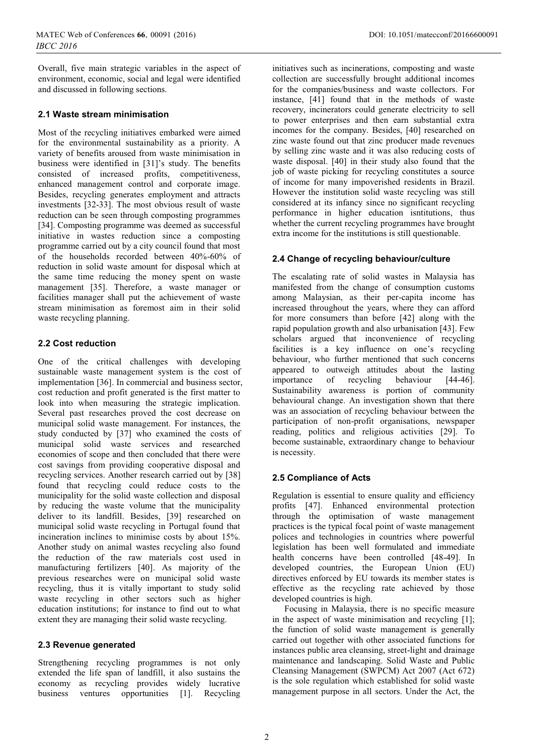Overall, five main strategic variables in the aspect of environment, economic, social and legal were identified and discussed in following sections.

### 2.1 Waste stream minimisation

Most of the recycling initiatives embarked were aimed for the environmental sustainability as a priority. A variety of benefits aroused from waste minimisation in business were identified in [31]'s study. The benefits consisted of increased profits, competitiveness, enhanced management control and corporate image. Besides, recycling generates employment and attracts investments [32-33]. The most obvious result of waste reduction can be seen through composting programmes [34]. Composting programme was deemed as successful initiative in wastes reduction since a composting programme carried out by a city council found that most of the households recorded between 40%-60% of reduction in solid waste amount for disposal which at the same time reducing the money spent on waste management [35]. Therefore, a waste manager or facilities manager shall put the achievement of waste stream minimisation as foremost aim in their solid waste recycling planning.

### 2.2 Cost reduction

One of the critical challenges with developing sustainable waste management system is the cost of implementation [36]. In commercial and business sector, cost reduction and profit generated is the first matter to look into when measuring the strategic implication. Several past researches proved the cost decrease on municipal solid waste management. For instances, the study conducted by [37] who examined the costs of municipal solid waste services and researched economies of scope and then concluded that there were cost savings from providing cooperative disposal and recycling services. Another research carried out by [38] found that recycling could reduce costs to the municipality for the solid waste collection and disposal by reducing the waste volume that the municipality deliver to its landfill. Besides, [39] researched on municipal solid waste recycling in Portugal found that incineration inclines to minimise costs by about 15%. Another study on animal wastes recycling also found the reduction of the raw materials cost used in manufacturing fertilizers [40]. As majority of the previous researches were on municipal solid waste recycling, thus it is vitally important to study solid waste recycling in other sectors such as higher education institutions; for instance to find out to what extent they are managing their solid waste recycling.

### 2.3 Revenue generated

Strengthening recycling programmes is not only extended the life span of landfill, it also sustains the economy as recycling provides widely lucrative business ventures opportunities [1]. Recycling initiatives such as incinerations, composting and waste collection are successfully brought additional incomes for the companies/business and waste collectors. For instance, [41] found that in the methods of waste recovery, incinerators could generate electricity to sell to power enterprises and then earn substantial extra incomes for the company. Besides, [40] researched on zinc waste found out that zinc producer made revenues by selling zinc waste and it was also reducing costs of waste disposal. [40] in their study also found that the job of waste picking for recycling constitutes a source of income for many impoverished residents in Brazil. However the institution solid waste recycling was still considered at its infancy since no significant recycling performance in higher education isntitutions, thus whether the current recycling programmes have brought extra income for the institutions is still questionable.

### 2.4 Change of recycling behaviour/culture

The escalating rate of solid wastes in Malaysia has manifested from the change of consumption customs among Malaysian, as their per-capita income has increased throughout the years, where they can afford for more consumers than before [42] along with the rapid population growth and also urbanisation [43]. Few scholars argued that inconvenience of recycling facilities is a key influence on one's recycling behaviour, who further mentioned that such concerns appeared to outweigh attitudes about the lasting importance of recycling behaviour [44-46]. Sustainability awareness is portion of community behavioural change. An investigation shown that there was an association of recycling behaviour between the participation of non-profit organisations, newspaper reading, politics and religious activities [29]. To become sustainable, extraordinary change to behaviour is necessity.

### 2.5 Compliance of Acts

Regulation is essential to ensure quality and efficiency profits [47]. Enhanced environmental protection through the optimisation of waste management practices is the typical focal point of waste management polices and technologies in countries where powerful legislation has been well formulated and immediate health concerns have been controlled [48-49]. In developed countries, the European Union (EU) directives enforced by EU towards its member states is effective as the recycling rate achieved by those developed countries is high.

Focusing in Malaysia, there is no specific measure in the aspect of waste minimisation and recycling [1]; the function of solid waste management is generally carried out together with other associated functions for instances public area cleansing, street-light and drainage maintenance and landscaping. Solid Waste and Public Cleansing Management (SWPCM) Act 2007 (Act 672) is the sole regulation which established for solid waste management purpose in all sectors. Under the Act, the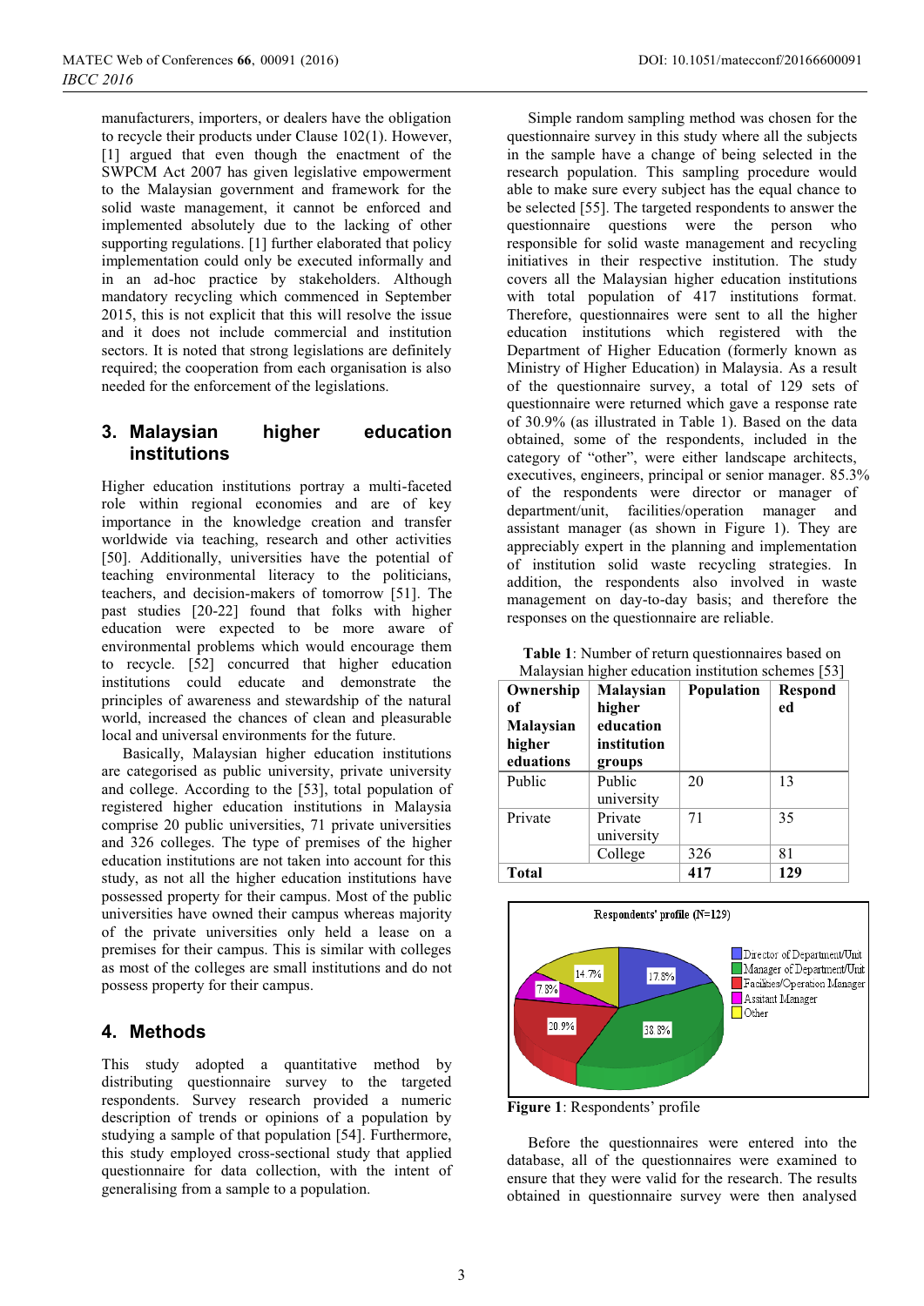manufacturers, importers, or dealers have the obligation to recycle their products under Clause 102(1). However, [1] argued that even though the enactment of the SWPCM Act 2007 has given legislative empowerment to the Malaysian government and framework for the solid waste management, it cannot be enforced and implemented absolutely due to the lacking of other supporting regulations. [1] further elaborated that policy implementation could only be executed informally and in an ad-hoc practice by stakeholders. Although mandatory recycling which commenced in September 2015, this is not explicit that this will resolve the issue and it does not include commercial and institution sectors. It is noted that strong legislations are definitely required; the cooperation from each organisation is also needed for the enforcement of the legislations.

## 3. Malaysian higher education institutions

Higher education institutions portray a multi-faceted role within regional economies and are of key importance in the knowledge creation and transfer worldwide via teaching, research and other activities [50]. Additionally, universities have the potential of teaching environmental literacy to the politicians, teachers, and decision-makers of tomorrow [51]. The past studies [20-22] found that folks with higher education were expected to be more aware of environmental problems which would encourage them to recycle. [52] concurred that higher education institutions could educate and demonstrate the principles of awareness and stewardship of the natural world, increased the chances of clean and pleasurable local and universal environments for the future.

Basically, Malaysian higher education institutions are categorised as public university, private university and college. According to the [53], total population of registered higher education institutions in Malaysia comprise 20 public universities, 71 private universities and 326 colleges. The type of premises of the higher education institutions are not taken into account for this study, as not all the higher education institutions have possessed property for their campus. Most of the public universities have owned their campus whereas majority of the private universities only held a lease on a premises for their campus. This is similar with colleges as most of the colleges are small institutions and do not possess property for their campus.

## 4. Methods

This study adopted a quantitative method by distributing questionnaire survey to the targeted respondents. Survey research provided a numeric description of trends or opinions of a population by studying a sample of that population [54]. Furthermore, this study employed cross-sectional study that applied questionnaire for data collection, with the intent of generalising from a sample to a population.

Simple random sampling method was chosen for the questionnaire survey in this study where all the subjects in the sample have a change of being selected in the research population. This sampling procedure would able to make sure every subject has the equal chance to be selected [55]. The targeted respondents to answer the questionnaire questions were the person who responsible for solid waste management and recycling initiatives in their respective institution. The study covers all the Malaysian higher education institutions with total population of 417 institutions format. Therefore, questionnaires were sent to all the higher education institutions which registered with the Department of Higher Education (formerly known as Ministry of Higher Education) in Malaysia. As a result of the questionnaire survey, a total of 129 sets of questionnaire were returned which gave a response rate of 30.9% (as illustrated in Table 1). Based on the data obtained, some of the respondents, included in the category of "other", were either landscape architects, executives, engineers, principal or senior manager. 85.3% of the respondents were director or manager of department/unit, facilities/operation manager and assistant manager (as shown in Figure 1). They are appreciably expert in the planning and implementation of solid waste recycling strategies. In addition, the respondents also involved in waste management on day-to-day basis; and therefore the responses on the questionnaire are reliable.

**Table 1**: Number of return questionnaires based on Malaysian higher education institution schemes [53]

| Ownership of Malaysian higher eduations | Malaysian higher education institution groups | Population | Responded |
|---|---|---|---|
| Public | Public university | 20 | 13 |
| Private | Private university | 71 | 35 |
| | College | 326 | 81 |
| **Total** | | **417** | **129** |

**Figure 1**: Respondents' profile

Before the questionnaires were entered into the database, all of the questionnaires were examined to ensure that they were valid for the research. The results obtained in questionnaire survey were then analysed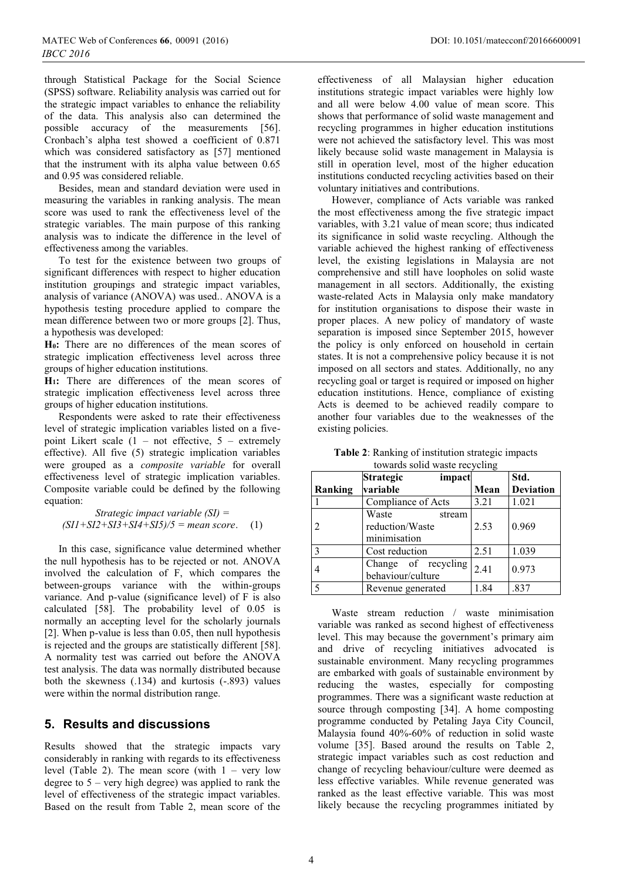through Statistical Package for the Social Science (SPSS) software. Reliability analysis was carried out for the strategic impact variables to enhance the reliability of the data. This analysis also can determined the possible accuracy of the measurements [56]. Cronbach's alpha test showed a coefficient of 0.871 which was considered satisfactory as [57] mentioned that the instrument with its alpha value between 0.65 and 0.95 was considered reliable.

Besides, mean and standard deviation were used in measuring the variables in ranking analysis. The mean score was used to rank the effectiveness level of the strategic variables. The main purpose of this ranking analysis was to indicate the difference in the level of effectiveness among the variables.

To test for the existence between two groups of significant differences with respect to higher education institution groupings and strategic impact variables, analysis of variance (ANOVA) was used.. ANOVA is a hypothesis testing procedure applied to compare the mean difference between two or more groups [2]. Thus, a hypothesis was developed:

**$H_0$:** There are no differences of the mean scores of strategic implication effectiveness level across three groups of higher education institutions.

**$H_1$:** There are differences of the mean scores of strategic implication effectiveness level across three groups of higher education institutions.

Respondents were asked to rate their effectiveness level of strategic implication variables listed on a five-point Likert scale (1 – not effective, 5 – extremely effective). All five (5) strategic implication variables were grouped as a *composite variable* for overall effectiveness level of strategic implication variables. Composite variable could be defined by the following equation:

$$\textit{Strategic impact variable (SI)} = (SI1+SI2+SI3+SI4+SI5)/5 = \textit{mean score}. \quad (1)$$

In this case, significance value determined whether the null hypothesis has to be rejected or not. ANOVA involved the calculation of F, which compares the between-groups variance with the within-groups variance. And p-value (significance level) of F is also calculated [58]. The probability level of 0.05 is normally an accepting level for the scholarly journals [2]. When p-value is less than 0.05, then null hypothesis is rejected and the groups are statistically different [58]. A normality test was carried out before the ANOVA test analysis. The data was normally distributed because both the skewness (.134) and kurtosis (-.893) values were within the normal distribution range.

## 5. Results and discussions

Results showed that the strategic impacts vary considerably in ranking with regards to its effectiveness level (Table 2). The mean score (with 1 – very low degree to 5 – very high degree) was applied to rank the level of effectiveness of the strategic impact variables. Based on the result from Table 2, mean score of the effectiveness of all Malaysian higher education institutions strategic impact variables were highly low and all were below 4.00 value of mean score. This shows that performance of solid waste management and recycling programmes in higher education institutions were not achieved the satisfactory level. This was most likely because solid waste management in Malaysia is still in operation level, most of the higher education institutions conducted recycling activities based on their voluntary initiatives and contributions.

However, compliance of Acts variable was ranked the most effectiveness among the five strategic impact variables, with 3.21 value of mean score; thus indicated its significance in solid waste recycling. Although the variable achieved the highest ranking of effectiveness level, the existing legislations in Malaysia are not comprehensive and still have loopholes on solid waste management in all sectors. Additionally, the existing waste-related Acts in Malaysia only make mandatory for institution organisations to dispose their waste in proper places. A new policy of mandatory of waste separation is imposed since September 2015, however the policy is only enforced on household in certain states. It is not a comprehensive policy because it is not imposed on all sectors and states. Additionally, no any recycling goal or target is required or imposed on higher education institutions. Hence, compliance of existing Acts is deemed to be achieved readily compare to another four variables due to the weaknesses of the existing policies.

**Table 2**: Ranking of institution strategic impacts towards solid waste recycling

| Ranking | Strategic impact variable | Mean | Std. Deviation |
|---|---|---|---|
| 1 | Compliance of Acts | 3.21 | 1.021 |
| 2 | Waste stream reduction/Waste minimisation | 2.53 | 0.969 |
| 3 | Cost reduction | 2.51 | 1.039 |
| 4 | Change of recycling behaviour/culture | 2.41 | 0.973 |
| 5 | Revenue generated | 1.84 | .837 |

Waste stream reduction / waste minimisation variable was ranked as second highest of effectiveness level. This may because the government's primary aim and drive of recycling initiatives advocated is sustainable environment. Many recycling programmes are embarked with goals of sustainable environment by reducing the wastes, especially for composting programmes. There was a significant waste reduction at source through composting [34]. A home composting programme conducted by Petaling Jaya City Council, Malaysia found 40%-60% of reduction in solid waste volume [35]. Based around the results on Table 2, strategic impact variables such as cost reduction and change of recycling behaviour/culture were deemed as less effective variables. While revenue generated was ranked as the least effective variable. This was most likely because the recycling programmes initiated by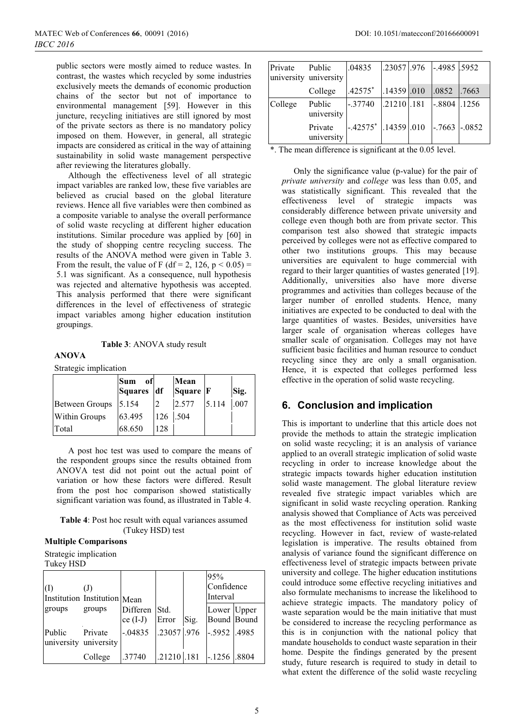public sectors were mostly aimed to reduce wastes. In contrast, the wastes which recycled by some industries exclusively meets the demands of economic production chains of the sector but not of importance to environmental management [59]. However in this juncture, recycling initiatives are still ignored by most of the private sectors as there is no mandatory policy imposed on them. However, in general, all strategic impacts are considered as critical in the way of attaining sustainability in solid waste management perspective after reviewing the literatures globally.

Although the effectiveness level of all strategic impact variables are ranked low, these five variables are believed as crucial based on the global literature reviews. Hence all five variables were then combined as a composite variable to analyse the overall performance of solid waste recycling at different higher education institutions. Similar procedure was applied by [60] in the study of shopping centre recycling success. The results of the ANOVA method were given in Table 3. From the result, the value of F (df = 2, 126, $p < 0.05$) = 5.1 was significant. As a consequence, null hypothesis was rejected and alternative hypothesis was accepted. This analysis performed that there were significant differences in the level of effectiveness of strategic impact variables among higher education institution groupings.

**Table 3**: ANOVA study result

**ANOVA**

Strategic implication

| | Sum of Squares | df | Mean Square | F | Sig. |
|---|---|---|---|---|---|
| Between Groups | 5.154 | 2 | 2.577 | 5.114 | .007 |
| Within Groups | 63.495 | 126 | .504 | | |
| Total | 68.650 | 128 | | | |

A post hoc test was used to compare the means of the respondent groups since the results obtained from ANOVA test did not point out the actual point of variation or how these factors were differed. Result from the post hoc comparison showed statistically significant variation was found, as illustrated in Table 4.

**Table 4**: Post hoc result with equal variances assumed (Tukey HSD) test

**Multiple Comparisons**

Strategic implication
Tukey HSD

| (I) Institution groups | (J) Institution groups | Mean Difference (I-J) | Std. Error | Sig. | 95% Confidence Interval Lower Bound | Upper Bound |
|---|---|---|---|---|---|---|
| Public university | Private university | -.04835 | .23057 | .976 | -.5952 | .4985 |
| | College | .37740 | .21210 | .181 | -.1256 | .8804 |
| Private university | Public university | .04835 | .23057 | .976 | -.4985 | .5952 |
| | College | .42575* | .14359 | .010 | .0852 | .7663 |
| College | Public university | -.37740 | .21210 | .181 | -.8804 | .1256 |
| | Private university | -.42575* | .14359 | .010 | -.7663 | -.0852 |

*. The mean difference is significant at the 0.05 level.

Only the significance value (p-value) for the pair of *private university* and *college* was less than 0.05, and was statistically significant. This revealed that the effectiveness level of strategic impacts was considerably difference between private university and college even though both are from private sector. This comparison test also showed that strategic impacts perceived by colleges were not as effective compared to other two institutions groups. This may because universities are equivalent to huge commercial with regard to their larger quantities of wastes generated [19]. Additionally, universities also have more diverse programmes and activities than colleges because of the larger number of enrolled students. Hence, many initiatives are expected to be conducted to deal with the large quantities of wastes. Besides, universities have larger scale of organisation whereas colleges have smaller scale of organisation. Colleges may not have sufficient basic facilities and human resource to conduct recycling since they are only a small organisation. Hence, it is expected that colleges performed less effective in the operation of solid waste recycling.

## 6. Conclusion and implication

This is important to underline that this article does not provide the methods to attain the strategic implication on solid waste recycling; it is an analysis of variance applied to an overall strategic implication of solid waste recycling in order to increase knowledge about the strategic impacts towards higher education institution solid waste management. The global literature review revealed five strategic impact variables which are significant in solid waste recycling operation. Ranking analysis showed that Compliance of Acts was perceived as the most effectiveness for institution solid waste recycling. However in fact, review of waste-related legislation is imperative. The results obtained from analysis of variance found the significant difference on effectiveness level of strategic impacts between private university and college. The higher education institutions could introduce some effective recycling initiatives and also formulate mechanisms to increase the likelihood to achieve strategic impacts. The mandatory policy of waste separation would be the main initiative that must be considered to increase the recycling performance as this is in conjunction with the national policy that mandate households to conduct waste separation in their home. Despite the findings generated by the present study, future research is required to study in detail to what extent the difference of the solid waste recycling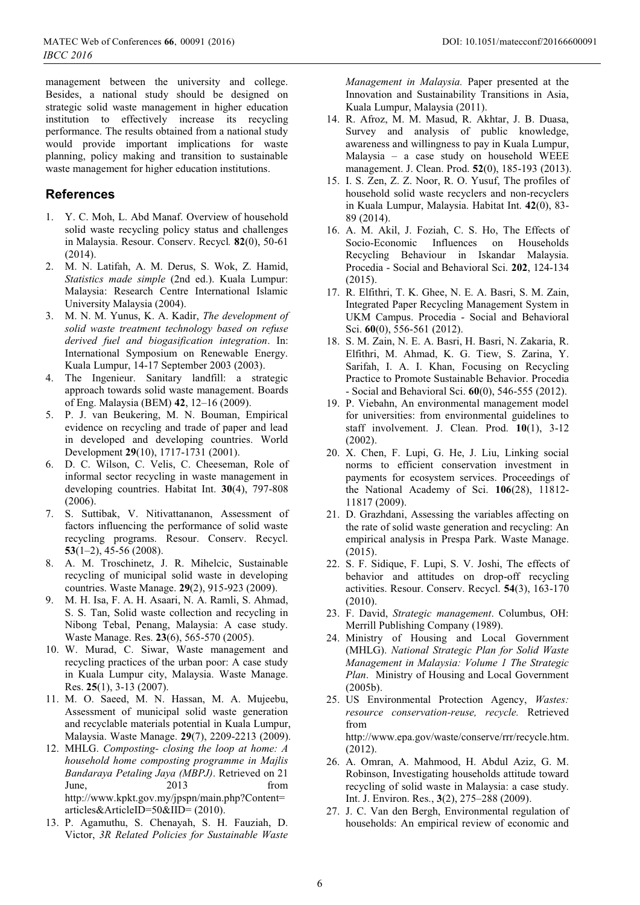management between the university and college. Besides, a national study should be designed on strategic solid waste management in higher education institution to effectively increase its recycling performance. The results obtained from a national study would provide important implications for waste planning, policy making and transition to sustainable waste management for higher education institutions.

## References

1. Y. C. Moh, L. Abd Manaf. Overview of household solid waste recycling policy status and challenges in Malaysia. Resour. Conserv. Recycl. **82**(0), 50-61 (2014).
2. M. N. Latifah, A. M. Derus, S. Wok, Z. Hamid, *Statistics made simple* (2nd ed.). Kuala Lumpur: Malaysia: Research Centre International Islamic University Malaysia (2004).
3. M. N. M. Yunus, K. A. Kadir, *The development of solid waste treatment technology based on refuse derived fuel and biogasification integration*. In: International Symposium on Renewable Energy. Kuala Lumpur, 14-17 September 2003 (2003).
4. The Ingenieur. Sanitary landfill: a strategic approach towards solid waste management. Boards of Eng. Malaysia (BEM) **42**, 12–16 (2009).
5. P. J. van Beukering, M. N. Bouman, Empirical evidence on recycling and trade of paper and lead in developed and developing countries. World Development **29**(10), 1717-1731 (2001).
6. D. C. Wilson, C. Velis, C. Cheeseman, Role of informal sector recycling in waste management in developing countries. Habitat Int. **30**(4), 797-808 (2006).
7. S. Suttibak, V. Nitivattananon, Assessment of factors influencing the performance of solid waste recycling programs. Resour. Conserv. Recycl. **53**(1–2), 45-56 (2008).
8. A. M. Troschinetz, J. R. Mihelcic, Sustainable recycling of municipal solid waste in developing countries. Waste Manage. **29**(2), 915-923 (2009).
9. M. H. Isa, F. A. H. Asaari, N. A. Ramli, S. Ahmad, S. S. Tan, Solid waste collection and recycling in Nibong Tebal, Penang, Malaysia: A case study. Waste Manage. Res. **23**(6), 565-570 (2005).
10. W. Murad, C. Siwar, Waste management and recycling practices of the urban poor: A case study in Kuala Lumpur city, Malaysia. Waste Manage. Res. **25**(1), 3-13 (2007).
11. M. O. Saeed, M. N. Hassan, M. A. Mujeebu, Assessment of municipal solid waste generation and recyclable materials potential in Kuala Lumpur, Malaysia. Waste Manage. **29**(7), 2209-2213 (2009).
12. MHLG. *Composting- closing the loop at home: A household home composting programme in Majlis Bandaraya Petaling Jaya (MBPJ)*. Retrieved on 21 June, 2013 from http://www.kpkt.gov.my/jpspn/main.php?Content=articles&ArticleID=50&IID= (2010).
13. P. Agamuthu, S. Chenayah, S. H. Fauziah, D. Victor, *3R Related Policies for Sustainable Waste Management in Malaysia.* Paper presented at the Innovation and Sustainability Transitions in Asia, Kuala Lumpur, Malaysia (2011).
14. R. Afroz, M. M. Masud, R. Akhtar, J. B. Duasa, Survey and analysis of public knowledge, awareness and willingness to pay in Kuala Lumpur, Malaysia – a case study on household WEEE management. J. Clean. Prod. **52**(0), 185-193 (2013).
15. I. S. Zen, Z. Z. Noor, R. O. Yusuf, The profiles of household solid waste recyclers and non-recyclers in Kuala Lumpur, Malaysia. Habitat Int. **42**(0), 83-89 (2014).
16. A. M. Akil, J. Foziah, C. S. Ho, The Effects of Socio-Economic Influences on Households Recycling Behaviour in Iskandar Malaysia. Procedia - Social and Behavioral Sci. **202**, 124-134 (2015).
17. R. Elfithri, T. K. Ghee, N. E. A. Basri, S. M. Zain, Integrated Paper Recycling Management System in UKM Campus. Procedia - Social and Behavioral Sci. **60**(0), 556-561 (2012).
18. S. M. Zain, N. E. A. Basri, H. Basri, N. Zakaria, R. Elfithri, M. Ahmad, K. G. Tiew, S. Zarina, Y. Sarifah, I. A. I. Khan, Focusing on Recycling Practice to Promote Sustainable Behavior. Procedia - Social and Behavioral Sci. **60**(0), 546-555 (2012).
19. P. Viebahn, An environmental management model for universities: from environmental guidelines to staff involvement. J. Clean. Prod. **10**(1), 3-12 (2002).
20. X. Chen, F. Lupi, G. He, J. Liu, Linking social norms to efficient conservation investment in payments for ecosystem services. Proceedings of the National Academy of Sci. **106**(28), 11812-11817 (2009).
21. D. Grazhdani, Assessing the variables affecting on the rate of solid waste generation and recycling: An empirical analysis in Prespa Park. Waste Manage. (2015).
22. S. F. Sidique, F. Lupi, S. V. Joshi, The effects of behavior and attitudes on drop-off recycling activities. Resour. Conserv. Recycl. **54**(3), 163-170 (2010).
23. F. David, *Strategic management*. Columbus, OH: Merrill Publishing Company (1989).
24. Ministry of Housing and Local Government (MHLG). *National Strategic Plan for Solid Waste Management in Malaysia: Volume 1 The Strategic Plan*. Ministry of Housing and Local Government (2005b).
25. US Environmental Protection Agency, *Wastes: resource conservation-reuse, recycle.* Retrieved from http://www.epa.gov/waste/conserve/rrr/recycle.htm. (2012).
26. A. Omran, A. Mahmood, H. Abdul Aziz, G. M. Robinson, Investigating households attitude toward recycling of solid waste in Malaysia: a case study. Int. J. Environ. Res., **3**(2), 275–288 (2009).
27. J. C. Van den Bergh, Environmental regulation of households: An empirical review of economic and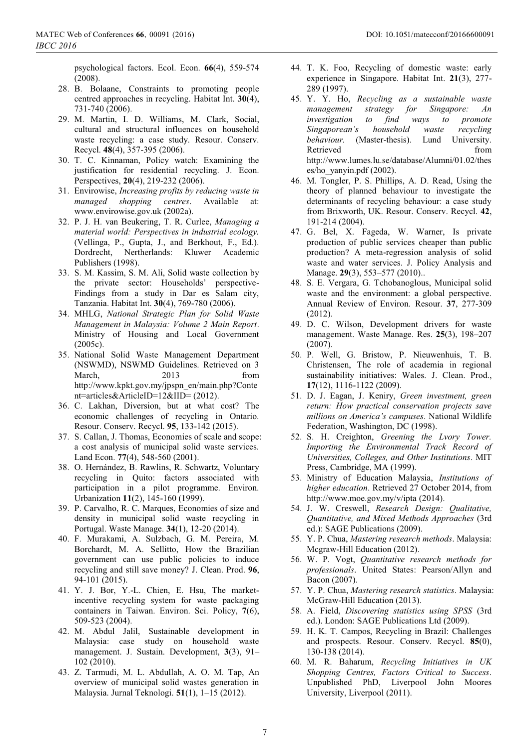psychological factors. Ecol. Econ. **66**(4), 559-574 (2008).

28. B. Bolaane, Constraints to promoting people centred approaches in recycling. Habitat Int. **30**(4), 731-740 (2006).
29. M. Martin, I. D. Williams, M. Clark, Social, cultural and structural influences on household waste recycling: a case study. Resour. Conserv. Recycl. **48**(4), 357-395 (2006).
30. T. C. Kinnaman, Policy watch: Examining the justification for residential recycling. J. Econ. Perspectives, **20**(4), 219-232 (2006).
31. Envirowise, *Increasing profits by reducing waste in managed shopping centres*. Available at: www.envirowise.gov.uk (2002a).
32. P. J. H. van Beukering, T. R. Curlee, *Managing a material world: Perspectives in industrial ecology.* (Vellinga, P., Gupta, J., and Berkhout, F., Ed.). Dordrecht, Nertherlands: Kluwer Academic Publishers (1998).
33. S. M. Kassim, S. M. Ali, Solid waste collection by the private sector: Households' perspective-Findings from a study in Dar es Salam city, Tanzania. Habitat Int. **30**(4), 769-780 (2006).
34. MHLG, *National Strategic Plan for Solid Waste Management in Malaysia: Volume 2 Main Report*. Ministry of Housing and Local Government (2005c).
35. National Solid Waste Management Department (NSWMD), NSWMD Guidelines. Retrieved on 3 March, 2013 from http://www.kpkt.gov.my/jpspn_en/main.php?Content=articles&ArticleID=12&IID= (2012).
36. C. Lakhan, Diversion, but at what cost? The economic challenges of recycling in Ontario. Resour. Conserv. Recycl. **95**, 133-142 (2015).
37. S. Callan, J. Thomas, Economies of scale and scope: a cost analysis of municipal solid waste services. Land Econ. **77**(4), 548-560 (2001).
38. O. Hernández, B. Rawlins, R. Schwartz, Voluntary recycling in Quito: factors associated with participation in a pilot programme. Environ. Urbanization **11**(2), 145-160 (1999).
39. P. Carvalho, R. C. Marques, Economies of size and density in municipal solid waste recycling in Portugal. Waste Manage. **34**(1), 12-20 (2014).
40. F. Murakami, A. Sulzbach, G. M. Pereira, M. Borchardt, M. A. Sellitto, How the Brazilian government can use public policies to induce recycling and still save money? J. Clean. Prod. **96**, 94-101 (2015).
41. Y. J. Bor, Y.-L. Chien, E. Hsu, The market-incentive recycling system for waste packaging containers in Taiwan. Environ. Sci. Policy, **7**(6), 509-523 (2004).
42. M. Abdul Jalil, Sustainable development in Malaysia: case study on household waste management. J. Sustain. Development, **3**(3), 91–102 (2010).
43. Z. Tarmudi, M. L. Abdullah, A. O. M. Tap, An overview of municipal solid wastes generation in Malaysia. Jurnal Teknologi. **51**(1), 1–15 (2012).
44. T. K. Foo, Recycling of domestic waste: early experience in Singapore. Habitat Int. **21**(3), 277-289 (1997).
45. Y. Y. Ho, *Recycling as a sustainable waste management strategy for Singapore: An investigation to find ways to promote Singaporean's household waste recycling behaviour.* (Master-thesis). Lund University. Retrieved from http://www.lumes.lu.se/database/Alumni/01.02/theses/ho_yanyin.pdf (2002).
46. M. Tongler, P. S. Phillips, A. D. Read, Using the theory of planned behaviour to investigate the determinants of recycling behaviour: a case study from Brixworth, UK. Resour. Conserv. Recycl. **42**, 191-214 (2004).
47. G. Bel, X. Fageda, W. Warner, Is private production of public services cheaper than public production? A meta-regression analysis of solid waste and water services. J. Policy Analysis and Manage. **29**(3), 553–577 (2010)..
48. S. E. Vergara, G. Tchobanoglous, Municipal solid waste and the environment: a global perspective. Annual Review of Environ. Resour. **37**, 277-309 (2012).
49. D. C. Wilson, Development drivers for waste management. Waste Manage. Res. **25**(3), 198–207 (2007).
50. P. Well, G. Bristow, P. Nieuwenhuis, T. B. Christensen, The role of academia in regional sustainability initiatives: Wales. J. Clean. Prod., **17**(12), 1116-1122 (2009).
51. D. J. Eagan, J. Keniry, *Green investment, green return: How practical conservation projects save millions on America's campuses*. National Wildlife Federation, Washington, DC (1998).
52. S. H. Creighton, *Greening the Lvory Tower. Importing the Environmental Track Record of Universities, Colleges, and Other Institutions*. MIT Press, Cambridge, MA (1999).
53. Ministry of Education Malaysia, *Institutions of higher education*. Retrieved 27 October 2014, from http://www.moe.gov.my/v/ipta (2014).
54. J. W. Creswell, *Research Design: Qualitative, Quantitative, and Mixed Methods Approaches* (3rd ed.): SAGE Publications (2009).
55. Y. P. Chua, *Mastering research methods*. Malaysia: Mcgraw-Hill Education (2012).
56. W. P. Vogt, *Quantitative research methods for professionals*. United States: Pearson/Allyn and Bacon (2007).
57. Y. P. Chua, *Mastering research statistics*. Malaysia: McGraw-Hill Education (2013).
58. A. Field, *Discovering statistics using SPSS* (3rd ed.). London: SAGE Publications Ltd (2009).
59. H. K. T. Campos, Recycling in Brazil: Challenges and prospects. Resour. Conserv. Recycl. **85**(0), 130-138 (2014).
60. M. R. Baharum, *Recycling Initiatives in UK Shopping Centres, Factors Critical to Success*. Unpublished PhD, Liverpool John Moores University, Liverpool (2011).